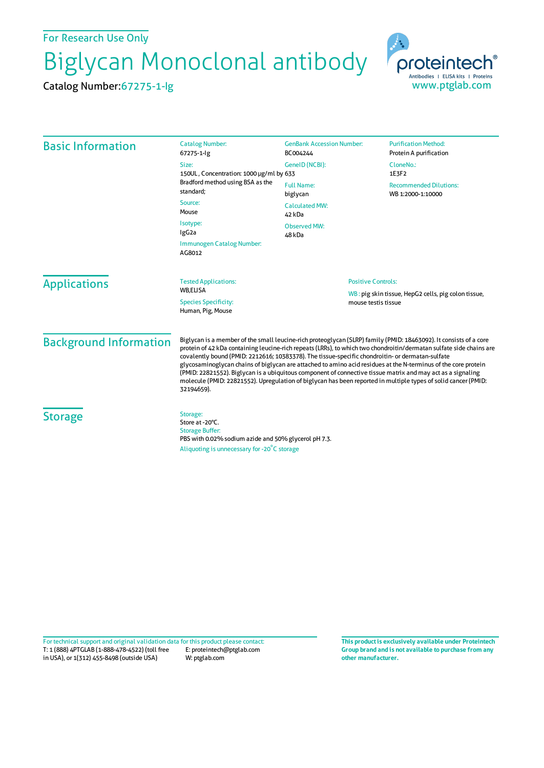For Research Use Only

# Biglycan Monoclonal antibody

Catalog Number: 67275-1-Ig

proteintech® Antibodies | ELISA kits | Proteins
www.ptglab.com

## Basic Information

**Catalog Number:**
67275-1-Ig

**Size:**
150UL , Concentration: 1000 μg/ml by Bradford method using BSA as the standard;

**Source:**
Mouse

**Isotype:**
IgG2a

**Immunogen Catalog Number:**
AG8012

**GenBank Accession Number:**
BC004244

**GeneID (NCBI):**
633

**Full Name:**
biglycan

**Calculated MW:**
42 kDa

**Observed MW:**
48 kDa

**Purification Method:**
Protein A purification

**CloneNo.:**
1E3F2

**Recommended Dilutions:**
WB 1:2000-1:10000

## Applications

**Tested Applications:**
WB,ELISA

**Species Specificity:**
Human, Pig, Mouse

**Positive Controls:**

WB : pig skin tissue, HepG2 cells, pig colon tissue, mouse testis tissue

## Background Information

Biglycan is a member of the small leucine-rich proteoglycan (SLRP) family (PMID: 18463092). It consists of a core protein of 42 kDa containing leucine-rich repeats (LRRs), to which two chondroitin/dermatan sulfate side chains are covalently bound (PMID: 2212616; 10383378). The tissue-specific chondroitin- or dermatan-sulfate glycosaminoglycan chains of biglycan are attached to amino acid residues at the N-terminus of the core protein (PMID: 22821552). Biglycan is a ubiquitous component of connective tissue matrix and may act as a signaling molecule (PMID: 22821552). Upregulation of biglycan has been reported in multiple types of solid cancer (PMID: 32194659).

## Storage

**Storage:**
Store at -20°C.

**Storage Buffer:**
PBS with 0.02% sodium azide and 50% glycerol pH 7.3.

Aliquoting is unnecessary for -20°C storage

For technical support and original validation data for this product please contact:
T: 1 (888) 4PTGLAB (1-888-478-4522) (toll free in USA), or 1(312) 455-8498 (outside USA)
E: proteintech@ptglab.com
W: ptglab.com

**This product is exclusively available under Proteintech Group brand and is not available to purchase from any other manufacturer.**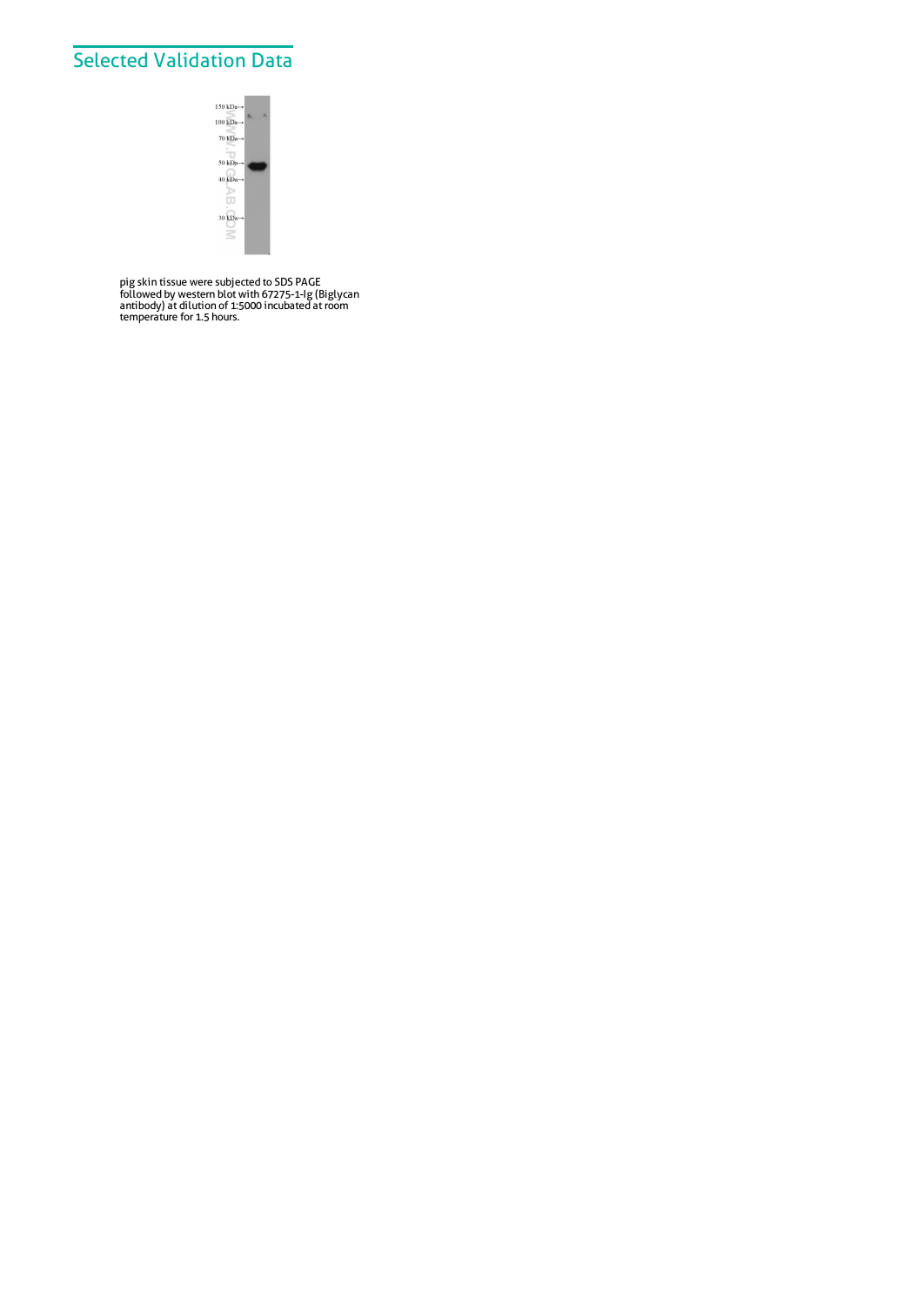## Selected Validation Data

150 kDa→
100 kDa→
70 kDa→
50 kDa→
40 kDa→
30 kDa→
WWW.PTGLAB.COM

pig skin tissue were subjected to SDS PAGE followed by western blot with 67275-1-Ig (Biglycan antibody) at dilution of 1:5000 incubated at room temperature for 1.5 hours.